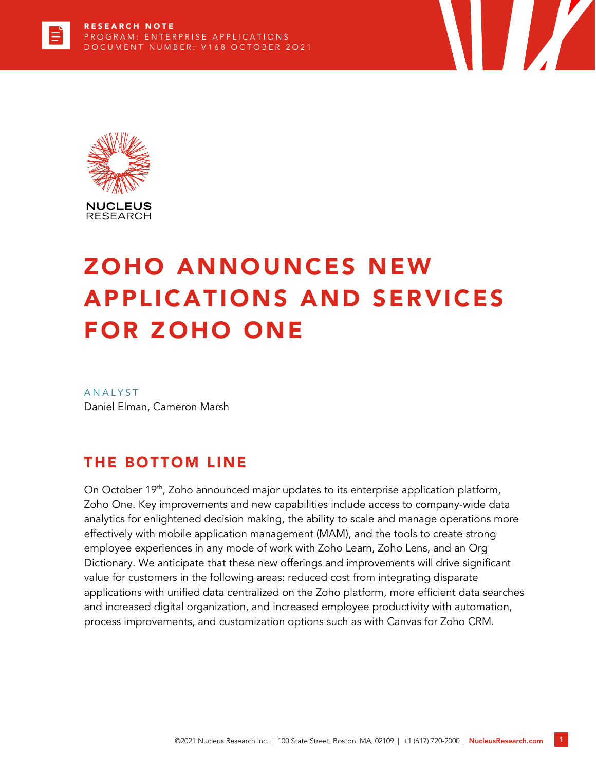RESEARCH NOTE
PROGRAM: ENTERPRISE APPLICATIONS
DOCUMENT NUMBER: V168 OCTOBER 2021

# ZOHO ANNOUNCES NEW APPLICATIONS AND SERVICES FOR ZOHO ONE

ANALYST
Daniel Elman, Cameron Marsh

## THE BOTTOM LINE

On October 19th, Zoho announced major updates to its enterprise application platform, Zoho One. Key improvements and new capabilities include access to company-wide data analytics for enlightened decision making, the ability to scale and manage operations more effectively with mobile application management (MAM), and the tools to create strong employee experiences in any mode of work with Zoho Learn, Zoho Lens, and an Org Dictionary. We anticipate that these new offerings and improvements will drive significant value for customers in the following areas: reduced cost from integrating disparate applications with unified data centralized on the Zoho platform, more efficient data searches and increased digital organization, and increased employee productivity with automation, process improvements, and customization options such as with Canvas for Zoho CRM.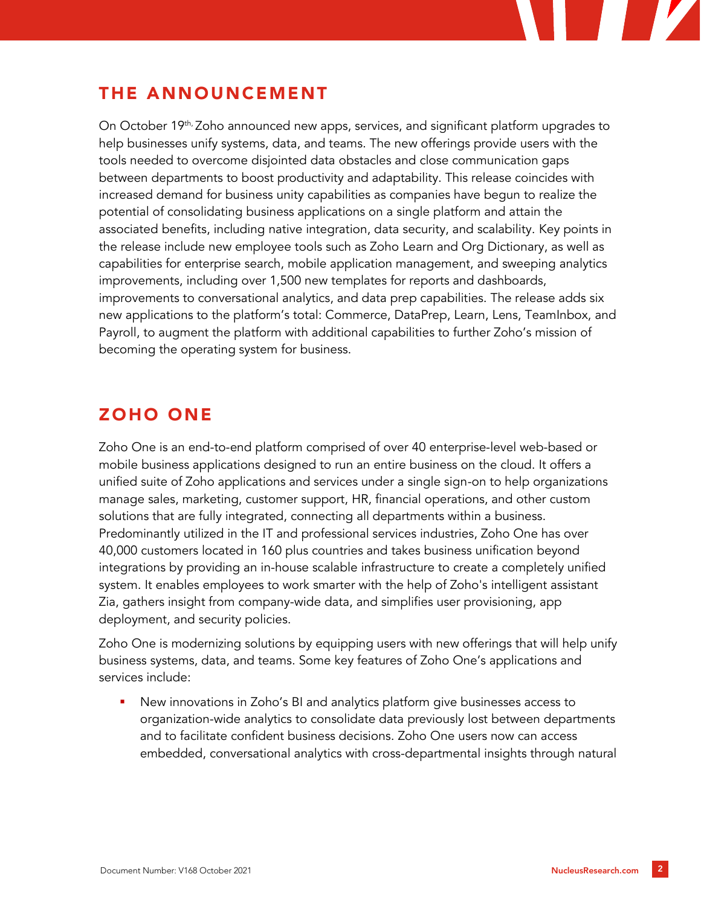## THE ANNOUNCEMENT

On October 19th, Zoho announced new apps, services, and significant platform upgrades to help businesses unify systems, data, and teams. The new offerings provide users with the tools needed to overcome disjointed data obstacles and close communication gaps between departments to boost productivity and adaptability. This release coincides with increased demand for business unity capabilities as companies have begun to realize the potential of consolidating business applications on a single platform and attain the associated benefits, including native integration, data security, and scalability. Key points in the release include new employee tools such as Zoho Learn and Org Dictionary, as well as capabilities for enterprise search, mobile application management, and sweeping analytics improvements, including over 1,500 new templates for reports and dashboards, improvements to conversational analytics, and data prep capabilities. The release adds six new applications to the platform's total: Commerce, DataPrep, Learn, Lens, TeamInbox, and Payroll, to augment the platform with additional capabilities to further Zoho's mission of becoming the operating system for business.

## ZOHO ONE

Zoho One is an end-to-end platform comprised of over 40 enterprise-level web-based or mobile business applications designed to run an entire business on the cloud. It offers a unified suite of Zoho applications and services under a single sign-on to help organizations manage sales, marketing, customer support, HR, financial operations, and other custom solutions that are fully integrated, connecting all departments within a business. Predominantly utilized in the IT and professional services industries, Zoho One has over 40,000 customers located in 160 plus countries and takes business unification beyond integrations by providing an in-house scalable infrastructure to create a completely unified system. It enables employees to work smarter with the help of Zoho's intelligent assistant Zia, gathers insight from company-wide data, and simplifies user provisioning, app deployment, and security policies.

Zoho One is modernizing solutions by equipping users with new offerings that will help unify business systems, data, and teams. Some key features of Zoho One's applications and services include:

- New innovations in Zoho's BI and analytics platform give businesses access to organization-wide analytics to consolidate data previously lost between departments and to facilitate confident business decisions. Zoho One users now can access embedded, conversational analytics with cross-departmental insights through natural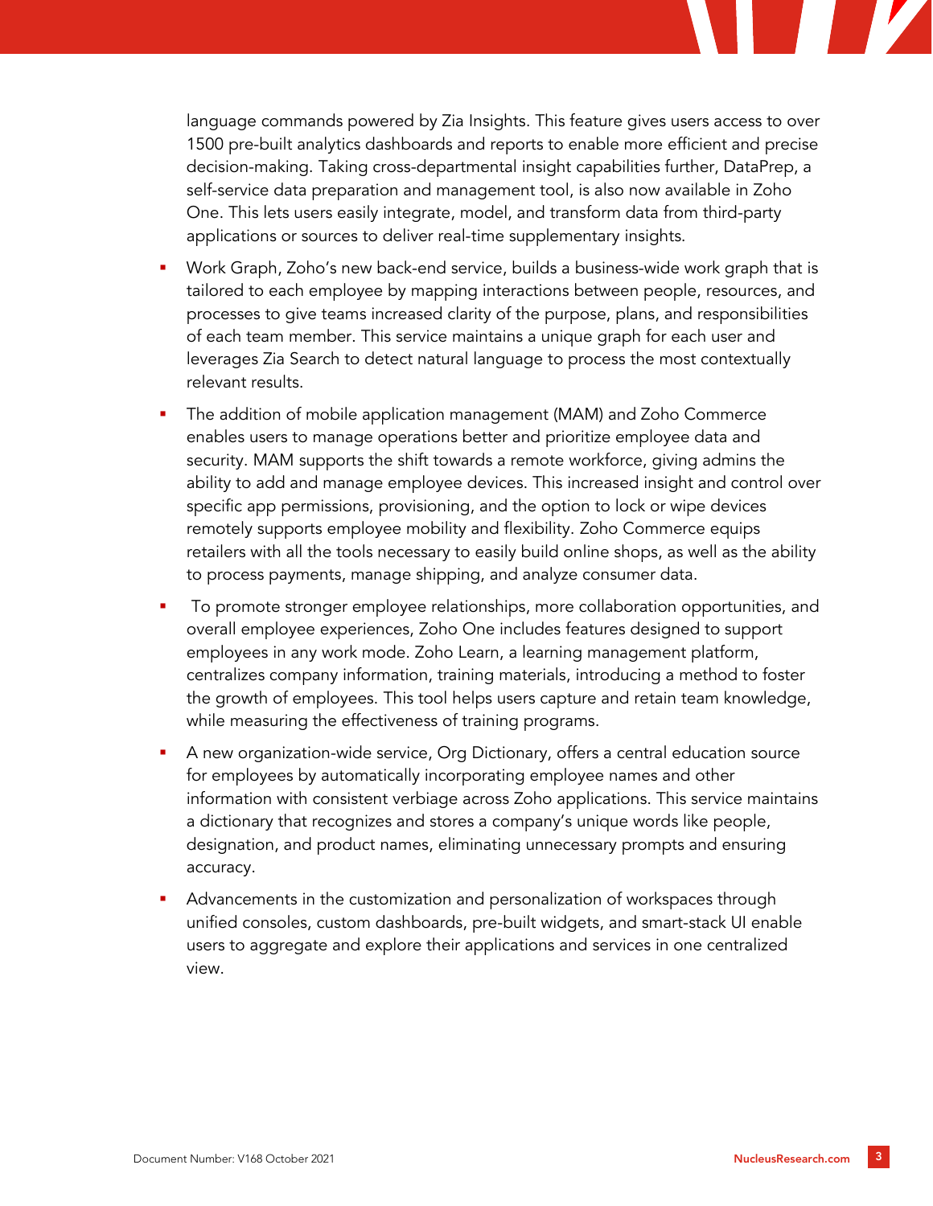language commands powered by Zia Insights. This feature gives users access to over 1500 pre-built analytics dashboards and reports to enable more efficient and precise decision-making. Taking cross-departmental insight capabilities further, DataPrep, a self-service data preparation and management tool, is also now available in Zoho One. This lets users easily integrate, model, and transform data from third-party applications or sources to deliver real-time supplementary insights.

- Work Graph, Zoho's new back-end service, builds a business-wide work graph that is tailored to each employee by mapping interactions between people, resources, and processes to give teams increased clarity of the purpose, plans, and responsibilities of each team member. This service maintains a unique graph for each user and leverages Zia Search to detect natural language to process the most contextually relevant results.
- The addition of mobile application management (MAM) and Zoho Commerce enables users to manage operations better and prioritize employee data and security. MAM supports the shift towards a remote workforce, giving admins the ability to add and manage employee devices. This increased insight and control over specific app permissions, provisioning, and the option to lock or wipe devices remotely supports employee mobility and flexibility. Zoho Commerce equips retailers with all the tools necessary to easily build online shops, as well as the ability to process payments, manage shipping, and analyze consumer data.
- To promote stronger employee relationships, more collaboration opportunities, and overall employee experiences, Zoho One includes features designed to support employees in any work mode. Zoho Learn, a learning management platform, centralizes company information, training materials, introducing a method to foster the growth of employees. This tool helps users capture and retain team knowledge, while measuring the effectiveness of training programs.
- A new organization-wide service, Org Dictionary, offers a central education source for employees by automatically incorporating employee names and other information with consistent verbiage across Zoho applications. This service maintains a dictionary that recognizes and stores a company's unique words like people, designation, and product names, eliminating unnecessary prompts and ensuring accuracy.
- Advancements in the customization and personalization of workspaces through unified consoles, custom dashboards, pre-built widgets, and smart-stack UI enable users to aggregate and explore their applications and services in one centralized view.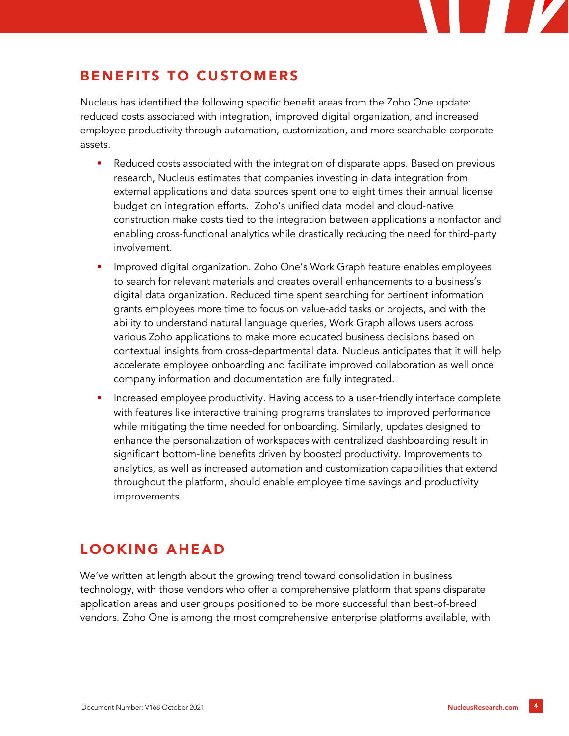## BENEFITS TO CUSTOMERS

Nucleus has identified the following specific benefit areas from the Zoho One update: reduced costs associated with integration, improved digital organization, and increased employee productivity through automation, customization, and more searchable corporate assets.

- Reduced costs associated with the integration of disparate apps. Based on previous research, Nucleus estimates that companies investing in data integration from external applications and data sources spent one to eight times their annual license budget on integration efforts. Zoho's unified data model and cloud-native construction make costs tied to the integration between applications a nonfactor and enabling cross-functional analytics while drastically reducing the need for third-party involvement.
- Improved digital organization. Zoho One's Work Graph feature enables employees to search for relevant materials and creates overall enhancements to a business's digital data organization. Reduced time spent searching for pertinent information grants employees more time to focus on value-add tasks or projects, and with the ability to understand natural language queries, Work Graph allows users across various Zoho applications to make more educated business decisions based on contextual insights from cross-departmental data. Nucleus anticipates that it will help accelerate employee onboarding and facilitate improved collaboration as well once company information and documentation are fully integrated.
- Increased employee productivity. Having access to a user-friendly interface complete with features like interactive training programs translates to improved performance while mitigating the time needed for onboarding. Similarly, updates designed to enhance the personalization of workspaces with centralized dashboarding result in significant bottom-line benefits driven by boosted productivity. Improvements to analytics, as well as increased automation and customization capabilities that extend throughout the platform, should enable employee time savings and productivity improvements.

## LOOKING AHEAD

We've written at length about the growing trend toward consolidation in business technology, with those vendors who offer a comprehensive platform that spans disparate application areas and user groups positioned to be more successful than best-of-breed vendors. Zoho One is among the most comprehensive enterprise platforms available, with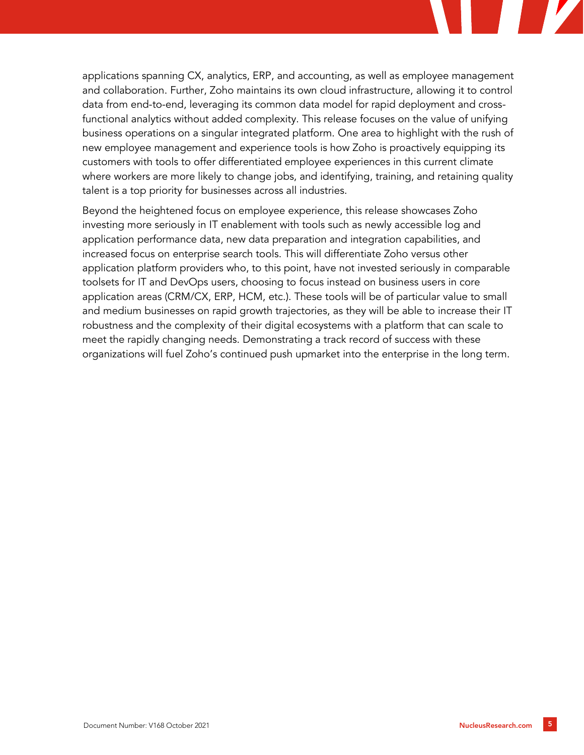applications spanning CX, analytics, ERP, and accounting, as well as employee management and collaboration. Further, Zoho maintains its own cloud infrastructure, allowing it to control data from end-to-end, leveraging its common data model for rapid deployment and cross-functional analytics without added complexity. This release focuses on the value of unifying business operations on a singular integrated platform. One area to highlight with the rush of new employee management and experience tools is how Zoho is proactively equipping its customers with tools to offer differentiated employee experiences in this current climate where workers are more likely to change jobs, and identifying, training, and retaining quality talent is a top priority for businesses across all industries.

Beyond the heightened focus on employee experience, this release showcases Zoho investing more seriously in IT enablement with tools such as newly accessible log and application performance data, new data preparation and integration capabilities, and increased focus on enterprise search tools. This will differentiate Zoho versus other application platform providers who, to this point, have not invested seriously in comparable toolsets for IT and DevOps users, choosing to focus instead on business users in core application areas (CRM/CX, ERP, HCM, etc.). These tools will be of particular value to small and medium businesses on rapid growth trajectories, as they will be able to increase their IT robustness and the complexity of their digital ecosystems with a platform that can scale to meet the rapidly changing needs. Demonstrating a track record of success with these organizations will fuel Zoho's continued push upmarket into the enterprise in the long term.